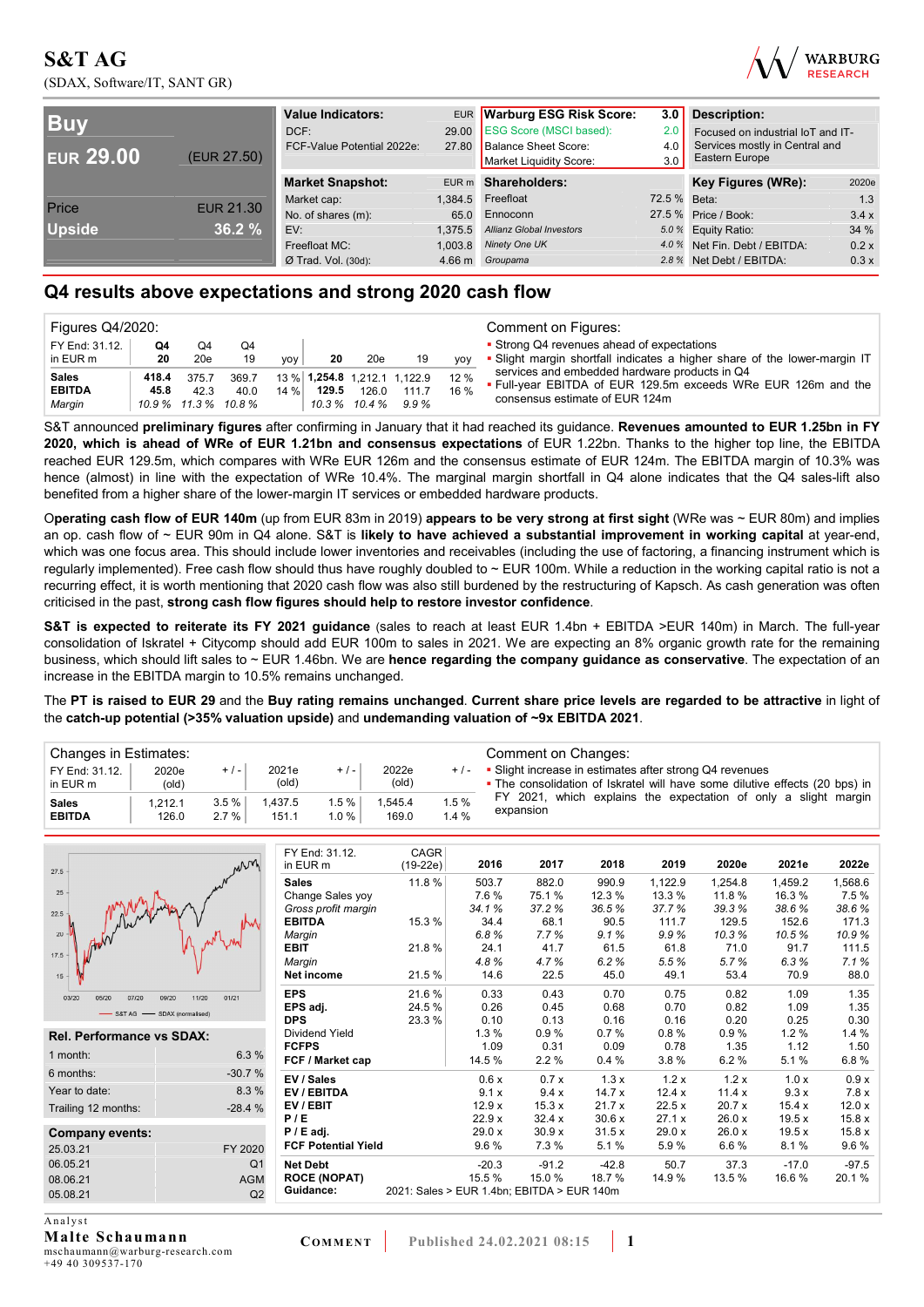# S&T AG

(SDAX, Software/IT, SANT GR)

| **Buy** | |
|---|---|
| **EUR 29.00** | (EUR 27.50) |
| Price | EUR 21.30 |
| **Upside** | **36.2 %** |

| **Value Indicators:** | EUR |
|---|---|
| DCF: | 29.00 |
| FCF-Value Potential 2022e: | 27.80 |

| **Warburg ESG Risk Score:** | **3.0** |
|---|---|
| ESG Score (MSCI based): | 2.0 |
| Balance Sheet Score: | 4.0 |
| Market Liquidity Score: | 3.0 |

**Description:**
Focused on industrial IoT and IT-Services mostly in Central and Eastern Europe

| **Market Snapshot:** | EUR m |
|---|---|
| Market cap: | 1,384.5 |
| No. of shares (m): | 65.0 |
| EV: | 1,375.5 |
| Freefloat MC: | 1,003.8 |
| Ø Trad. Vol. (30d): | 4.66 m |

| **Shareholders:** | |
|---|---|
| Freefloat | 72.5 % |
| Ennoconn | 27.5 % |
| *Allianz Global Investors* | *5.0 %* |
| *Ninety One UK* | *4.0 %* |
| *Groupama* | *2.8 %* |

| **Key Figures (WRe):** | 2020e |
|---|---|
| Beta: | 1.3 |
| Price / Book: | 3.4 x |
| Equity Ratio: | 34 % |
| Net Fin. Debt / EBITDA: | 0.2 x |
| Net Debt / EBITDA: | 0.3 x |

## Q4 results above expectations and strong 2020 cash flow

Figures Q4/2020:

| FY End: 31.12. in EUR m | Q4 20 | Q4 20e | Q4 19 | yoy | 20 | 20e | 19 | yoy |
|---|---|---|---|---|---|---|---|---|
| **Sales** | **418.4** | 375.7 | 369.7 | 13 % | **1,254.8** | 1,212.1 | 1,122.9 | 12 % |
| **EBITDA** | **45.8** | 42.3 | 40.0 | 14 % | **129.5** | 126.0 | 111.7 | 16 % |
| *Margin* | *10.9 %* | *11.3 %* | *10.8 %* | | *10.3 %* | *10.4 %* | *9.9 %* | |

Comment on Figures:
- Strong Q4 revenues ahead of expectations
- Slight margin shortfall indicates a higher share of the lower-margin IT services and embedded hardware products in Q4
- Full-year EBITDA of EUR 129.5m exceeds WRe EUR 126m and the consensus estimate of EUR 124m

S&T announced **preliminary figures** after confirming in January that it had reached its guidance. **Revenues amounted to EUR 1.25bn in FY 2020, which is ahead of WRe of EUR 1.21bn and consensus expectations** of EUR 1.22bn. Thanks to the higher top line, the EBITDA reached EUR 129.5m, which compares with WRe EUR 126m and the consensus estimate of EUR 124m. The EBITDA margin of 10.3% was hence (almost) in line with the expectation of WRe 10.4%. The marginal margin shortfall in Q4 alone indicates that the Q4 sales-lift also benefited from a higher share of the lower-margin IT services or embedded hardware products.

**Operating cash flow of EUR 140m** (up from EUR 83m in 2019) **appears to be very strong at first sight** (WRe was ~ EUR 80m) and implies an op. cash flow of ~ EUR 90m in Q4 alone. S&T is **likely to have achieved a substantial improvement in working capital** at year-end, which was one focus area. This should include lower inventories and receivables (including the use of factoring, a financing instrument which is regularly implemented). Free cash flow should thus have roughly doubled to ~ EUR 100m. While a reduction in the working capital ratio is not a recurring effect, it is worth mentioning that 2020 cash flow was also still burdened by the restructuring of Kapsch. As cash generation was often criticised in the past, **strong cash flow figures should help to restore investor confidence**.

**S&T is expected to reiterate its FY 2021 guidance** (sales to reach at least EUR 1.4bn + EBITDA >EUR 140m) in March. The full-year consolidation of Iskratel + Citycomp should add EUR 100m to sales in 2021. We are expecting an 8% organic growth rate for the remaining business, which should lift sales to ~ EUR 1.46bn. We are **hence regarding the company guidance as conservative**. The expectation of an increase in the EBITDA margin to 10.5% remains unchanged.

The **PT is raised to EUR 29** and the **Buy rating remains unchanged**. **Current share price levels are regarded to be attractive** in light of the **catch-up potential (>35% valuation upside)** and **undemanding valuation of ~9x EBITDA 2021**.

Changes in Estimates:

| FY End: 31.12. in EUR m | 2020e (old) | + / - | 2021e (old) | + / - | 2022e (old) | + / - |
|---|---|---|---|---|---|---|
| **Sales** | 1,212.1 | 3.5 % | 1,437.5 | 1.5 % | 1,545.4 | 1.5 % |
| **EBITDA** | 126.0 | 2.7 % | 151.1 | 1.0 % | 169.0 | 1.4 % |

Comment on Changes:
- Slight increase in estimates after strong Q4 revenues
- The consolidation of Iskratel will have some dilutive effects (20 bps) in FY 2021, which explains the expectation of only a slight margin expansion

| FY End: 31.12. in EUR m | CAGR (19-22e) | 2016 | 2017 | 2018 | 2019 | 2020e | 2021e | 2022e |
|---|---|---|---|---|---|---|---|---|
| **Sales** | 11.8 % | 503.7 | 882.0 | 990.9 | 1,122.9 | 1,254.8 | 1,459.2 | 1,568.6 |
| Change Sales yoy | | 7.6 % | 75.1 % | 12.3 % | 13.3 % | 11.8 % | 16.3 % | 7.5 % |
| *Gross profit margin* | | *34.1 %* | *37.2 %* | *36.5 %* | *37.7 %* | *39.3 %* | *38.6 %* | *38.6 %* |
| **EBITDA** | 15.3 % | 34.4 | 68.1 | 90.5 | 111.7 | 129.5 | 152.6 | 171.3 |
| *Margin* | | *6.8 %* | *7.7 %* | *9.1 %* | *9.9 %* | *10.3 %* | *10.5 %* | *10.9 %* |
| **EBIT** | 21.8 % | 24.1 | 41.7 | 61.5 | 61.8 | 71.0 | 91.7 | 111.5 |
| *Margin* | | *4.8 %* | *4.7 %* | *6.2 %* | *5.5 %* | *5.7 %* | *6.3 %* | *7.1 %* |
| **Net income** | 21.5 % | 14.6 | 22.5 | 45.0 | 49.1 | 53.4 | 70.9 | 88.0 |
| **EPS** | 21.6 % | 0.33 | 0.43 | 0.70 | 0.75 | 0.82 | 1.09 | 1.35 |
| **EPS adj.** | 24.5 % | 0.26 | 0.45 | 0.68 | 0.70 | 0.82 | 1.09 | 1.35 |
| **DPS** | 23.3 % | 0.10 | 0.13 | 0.16 | 0.16 | 0.20 | 0.25 | 0.30 |
| Dividend Yield | | 1.3 % | 0.9 % | 0.7 % | 0.8 % | 0.9 % | 1.2 % | 1.4 % |
| **FCFPS** | | 1.09 | 0.31 | 0.09 | 0.78 | 1.35 | 1.12 | 1.50 |
| **FCF / Market cap** | | 14.5 % | 2.2 % | 0.4 % | 3.8 % | 6.2 % | 5.1 % | 6.8 % |
| **EV / Sales** | | 0.6 x | 0.7 x | 1.3 x | 1.2 x | 1.2 x | 1.0 x | 0.9 x |
| **EV / EBITDA** | | 9.1 x | 9.4 x | 14.7 x | 12.4 x | 11.4 x | 9.3 x | 7.8 x |
| **EV / EBIT** | | 12.9 x | 15.3 x | 21.7 x | 22.5 x | 20.7 x | 15.4 x | 12.0 x |
| **P / E** | | 22.9 x | 32.4 x | 30.6 x | 27.1 x | 26.0 x | 19.5 x | 15.8 x |
| **P / E adj.** | | 29.0 x | 30.9 x | 31.5 x | 29.0 x | 26.0 x | 19.5 x | 15.8 x |
| **FCF Potential Yield** | | 9.6 % | 7.3 % | 5.1 % | 5.9 % | 6.6 % | 8.1 % | 9.6 % |
| **Net Debt** | | -20.3 | -91.2 | -42.8 | 50.7 | 37.3 | -17.0 | -97.5 |
| **ROCE (NOPAT)** | | 15.5 % | 15.0 % | 18.7 % | 14.9 % | 13.5 % | 16.6 % | 20.1 % |
| **Guidance:** | 2021: Sales > EUR 1.4bn; EBITDA > EUR 140m | | | | | | | |

| **Rel. Performance vs SDAX:** | |
|---|---|
| 1 month: | 6.3 % |
| 6 months: | -30.7 % |
| Year to date: | 8.3 % |
| Trailing 12 months: | -28.4 % |

| **Company events:** | |
|---|---|
| 25.03.21 | FY 2020 |
| 06.05.21 | Q1 |
| 08.06.21 | AGM |
| 05.08.21 | Q2 |

Analyst
**Malte Schaumann**
mschaumann@warburg-research.com
+49 40 309537-170

COMMENT | Published 24.02.2021 08:15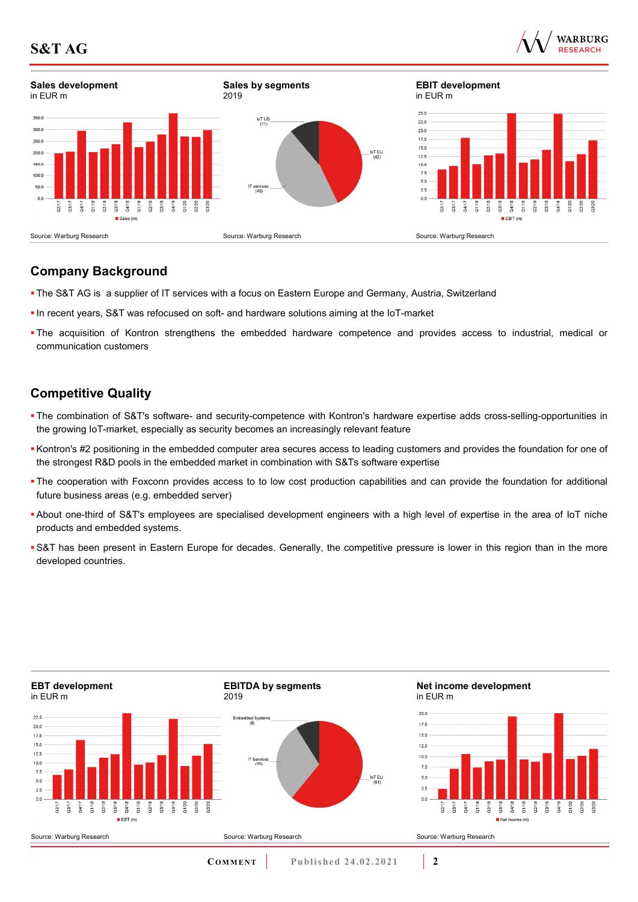**Sales development**
in EUR m

Source: Warburg Research

**Sales by segments**
2019

Source: Warburg Research

**EBIT development**
in EUR m

Source: Warburg Research

## Company Background

- The S&T AG is  a supplier of IT services with a focus on Eastern Europe and Germany, Austria, Switzerland
- In recent years, S&T was refocused on soft- and hardware solutions aiming at the IoT-market
- The acquisition of Kontron strengthens the embedded hardware competence and provides access to industrial, medical or communication customers

## Competitive Quality

- The combination of S&T's software- and security-competence with Kontron's hardware expertise adds cross-selling-opportunities in the growing IoT-market, especially as security becomes an increasingly relevant feature
- Kontron's #2 positioning in the embedded computer area secures access to leading customers and provides the foundation for one of the strongest R&D pools in the embedded market in combination with S&Ts software expertise
- The cooperation with Foxconn provides access to to low cost production capabilities and can provide the foundation for additional future business areas (e.g. embedded server)
- About one-third of S&T's employees are specialised development engineers with a high level of expertise in the area of IoT niche products and embedded systems.
- S&T has been present in Eastern Europe for decades. Generally, the competitive pressure is lower in this region than in the more developed countries.

**EBT development**
in EUR m

Source: Warburg Research

**EBITDA by segments**
2019

Source: Warburg Research

**Net income development**
in EUR m

Source: Warburg Research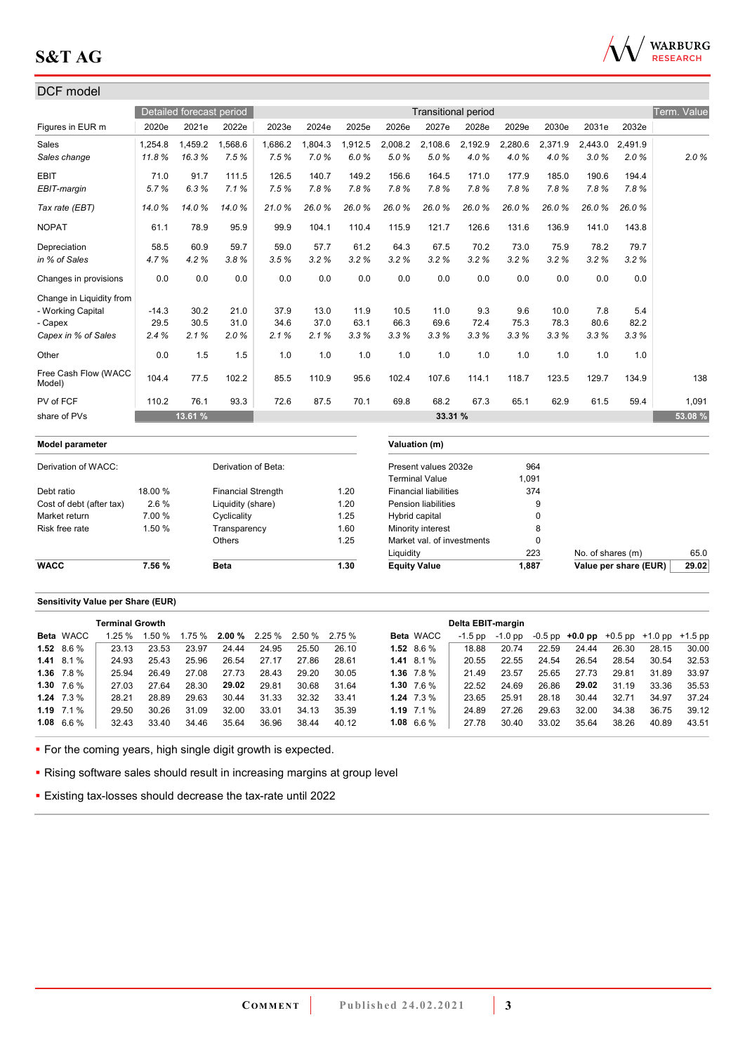## DCF model

| Figures in EUR m | Detailed forecast period | | | Transitional period | | | | | | | | | | | Term. Value |
|---|---|---|---|---|---|---|---|---|---|---|---|---|---|---|---|
| | 2020e | 2021e | 2022e | 2023e | 2024e | 2025e | 2026e | 2027e | 2028e | 2029e | 2030e | 2031e | 2032e | | |
| Sales | 1,254.8 | 1,459.2 | 1,568.6 | 1,686.2 | 1,804.3 | 1,912.5 | 2,008.2 | 2,108.6 | 2,192.9 | 2,280.6 | 2,371.9 | 2,443.0 | 2,491.9 | | |
| *Sales change* | *11.8 %* | *16.3 %* | *7.5 %* | *7.5 %* | *7.0 %* | *6.0 %* | *5.0 %* | *5.0 %* | *4.0 %* | *4.0 %* | *4.0 %* | *3.0 %* | *2.0 %* | | *2.0 %* |
| EBIT | 71.0 | 91.7 | 111.5 | 126.5 | 140.7 | 149.2 | 156.6 | 164.5 | 171.0 | 177.9 | 185.0 | 190.6 | 194.4 | | |
| *EBIT-margin* | *5.7 %* | *6.3 %* | *7.1 %* | *7.5 %* | *7.8 %* | *7.8 %* | *7.8 %* | *7.8 %* | *7.8 %* | *7.8 %* | *7.8 %* | *7.8 %* | *7.8 %* | | |
| *Tax rate (EBT)* | *14.0 %* | *14.0 %* | *14.0 %* | *21.0 %* | *26.0 %* | *26.0 %* | *26.0 %* | *26.0 %* | *26.0 %* | *26.0 %* | *26.0 %* | *26.0 %* | *26.0 %* | | |
| NOPAT | 61.1 | 78.9 | 95.9 | 99.9 | 104.1 | 110.4 | 115.9 | 121.7 | 126.6 | 131.6 | 136.9 | 141.0 | 143.8 | | |
| Depreciation | 58.5 | 60.9 | 59.7 | 59.0 | 57.7 | 61.2 | 64.3 | 67.5 | 70.2 | 73.0 | 75.9 | 78.2 | 79.7 | | |
| *in % of Sales* | *4.7 %* | *4.2 %* | *3.8 %* | *3.5 %* | *3.2 %* | *3.2 %* | *3.2 %* | *3.2 %* | *3.2 %* | *3.2 %* | *3.2 %* | *3.2 %* | *3.2 %* | | |
| Changes in provisions | 0.0 | 0.0 | 0.0 | 0.0 | 0.0 | 0.0 | 0.0 | 0.0 | 0.0 | 0.0 | 0.0 | 0.0 | 0.0 | | |
| Change in Liquidity from | | | | | | | | | | | | | | | |
| - Working Capital | -14.3 | 30.2 | 21.0 | 37.9 | 13.0 | 11.9 | 10.5 | 11.0 | 9.3 | 9.6 | 10.0 | 7.8 | 5.4 | | |
| - Capex | 29.5 | 30.5 | 31.0 | 34.6 | 37.0 | 63.1 | 66.3 | 69.6 | 72.4 | 75.3 | 78.3 | 80.6 | 82.2 | | |
| *Capex in % of Sales* | *2.4 %* | *2.1 %* | *2.0 %* | *2.1 %* | *2.1 %* | *3.3 %* | *3.3 %* | *3.3 %* | *3.3 %* | *3.3 %* | *3.3 %* | *3.3 %* | *3.3 %* | | |
| Other | 0.0 | 1.5 | 1.5 | 1.0 | 1.0 | 1.0 | 1.0 | 1.0 | 1.0 | 1.0 | 1.0 | 1.0 | 1.0 | | |
| Free Cash Flow (WACC Model) | 104.4 | 77.5 | 102.2 | 85.5 | 110.9 | 95.6 | 102.4 | 107.6 | 114.1 | 118.7 | 123.5 | 129.7 | 134.9 | | 138 |
| PV of FCF | 110.2 | 76.1 | 93.3 | 72.6 | 87.5 | 70.1 | 69.8 | 68.2 | 67.3 | 65.1 | 62.9 | 61.5 | 59.4 | | 1,091 |
| share of PVs | 13.61 % | | | 33.31 % | | | | | | | | | | | 53.08 % |

| **Model parameter** | | | |
|---|---|---|---|
| Derivation of WACC: | | Derivation of Beta: | |
| Debt ratio | 18.00 % | Financial Strength | 1.20 |
| Cost of debt (after tax) | 2.6 % | Liquidity (share) | 1.20 |
| Market return | 7.00 % | Cyclicality | 1.25 |
| Risk free rate | 1.50 % | Transparency | 1.60 |
| | | Others | 1.25 |
| **WACC** | **7.56 %** | **Beta** | **1.30** |

| **Valuation (m)** | | | |
|---|---|---|---|
| Present values 2032e | 964 | | |
| Terminal Value | 1,091 | | |
| Financial liabilities | 374 | | |
| Pension liabilities | 9 | | |
| Hybrid capital | 0 | | |
| Minority interest | 8 | | |
| Market val. of investments | 0 | | |
| Liquidity | 223 | No. of shares (m) | 65.0 |
| **Equity Value** | **1,887** | **Value per share (EUR)** | **29.02** |

**Sensitivity Value per Share (EUR)**

| Beta | WACC | Terminal Growth 1.25 % | 1.50 % | 1.75 % | **2.00 %** | 2.25 % | 2.50 % | 2.75 % |
|---|---|---|---|---|---|---|---|---|
| **1.52** | 8.6 % | 23.13 | 23.53 | 23.97 | 24.44 | 24.95 | 25.50 | 26.10 |
| **1.41** | 8.1 % | 24.93 | 25.43 | 25.96 | 26.54 | 27.17 | 27.86 | 28.61 |
| **1.36** | 7.8 % | 25.94 | 26.49 | 27.08 | 27.73 | 28.43 | 29.20 | 30.05 |
| **1.30** | 7.6 % | 27.03 | 27.64 | 28.30 | **29.02** | 29.81 | 30.68 | 31.64 |
| **1.24** | 7.3 % | 28.21 | 28.89 | 29.63 | 30.44 | 31.33 | 32.32 | 33.41 |
| **1.19** | 7.1 % | 29.50 | 30.26 | 31.09 | 32.00 | 33.01 | 34.13 | 35.39 |
| **1.08** | 6.6 % | 32.43 | 33.40 | 34.46 | 35.64 | 36.96 | 38.44 | 40.12 |

| Beta | WACC | Delta EBIT-margin -1.5 pp | -1.0 pp | -0.5 pp | **+0.0 pp** | +0.5 pp | +1.0 pp | +1.5 pp |
|---|---|---|---|---|---|---|---|---|
| **1.52** | 8.6 % | 18.88 | 20.74 | 22.59 | 24.44 | 26.30 | 28.15 | 30.00 |
| **1.41** | 8.1 % | 20.55 | 22.55 | 24.54 | 26.54 | 28.54 | 30.54 | 32.53 |
| **1.36** | 7.8 % | 21.49 | 23.57 | 25.65 | 27.73 | 29.81 | 31.89 | 33.97 |
| **1.30** | 7.6 % | 22.52 | 24.69 | 26.86 | **29.02** | 31.19 | 33.36 | 35.53 |
| **1.24** | 7.3 % | 23.65 | 25.91 | 28.18 | 30.44 | 32.71 | 34.97 | 37.24 |
| **1.19** | 7.1 % | 24.89 | 27.26 | 29.63 | 32.00 | 34.38 | 36.75 | 39.12 |
| **1.08** | 6.6 % | 27.78 | 30.40 | 33.02 | 35.64 | 38.26 | 40.89 | 43.51 |

- For the coming years, high single digit growth is expected.
- Rising software sales should result in increasing margins at group level
- Existing tax-losses should decrease the tax-rate until 2022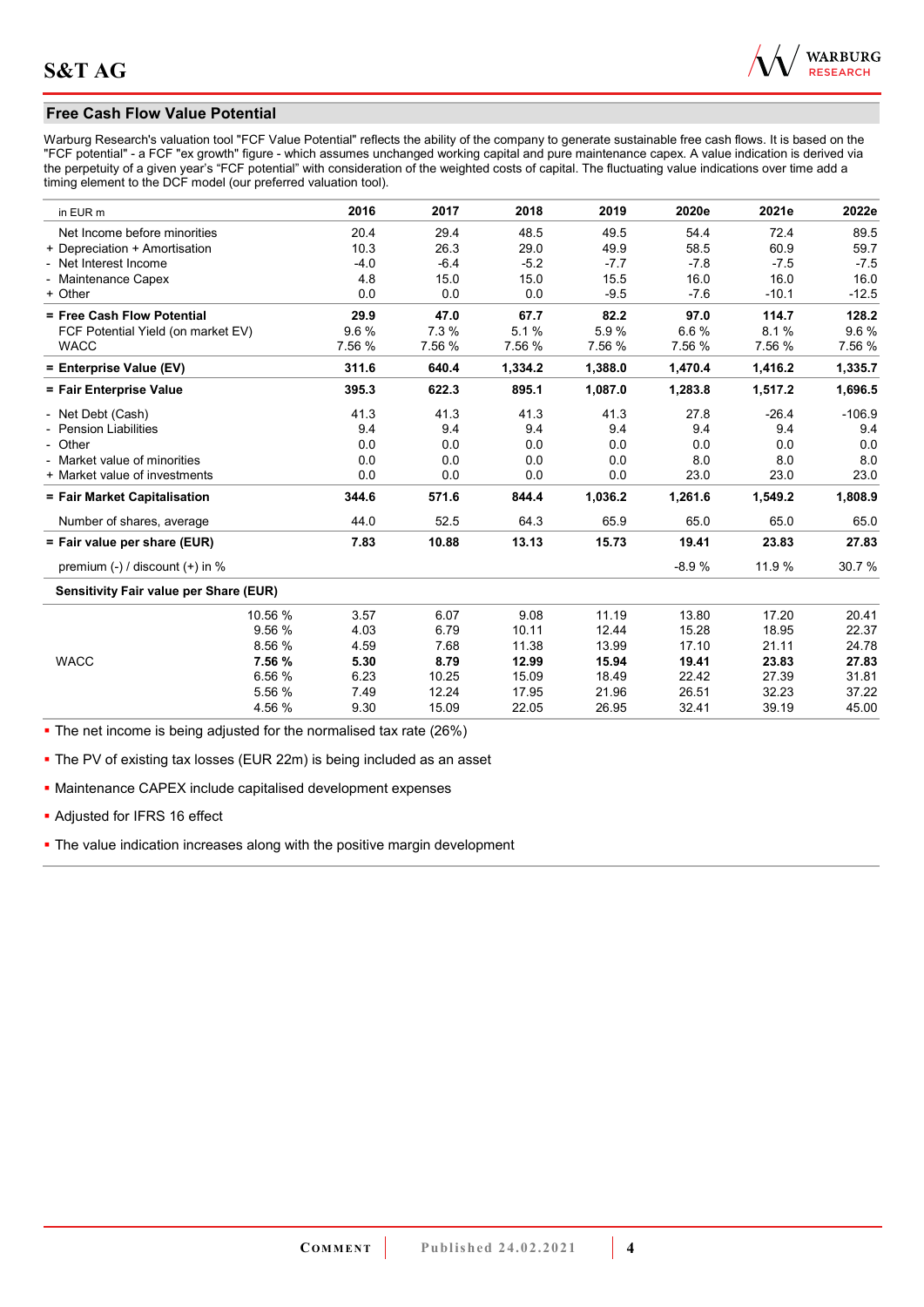## Free Cash Flow Value Potential

Warburg Research's valuation tool "FCF Value Potential" reflects the ability of the company to generate sustainable free cash flows. It is based on the "FCF potential" - a FCF "ex growth" figure - which assumes unchanged working capital and pure maintenance capex. A value indication is derived via the perpetuity of a given year's "FCF potential" with consideration of the weighted costs of capital. The fluctuating value indications over time add a timing element to the DCF model (our preferred valuation tool).

| in EUR m | 2016 | 2017 | 2018 | 2019 | 2020e | 2021e | 2022e |
|---|---|---|---|---|---|---|---|
| Net Income before minorities | 20.4 | 29.4 | 48.5 | 49.5 | 54.4 | 72.4 | 89.5 |
| + Depreciation + Amortisation | 10.3 | 26.3 | 29.0 | 49.9 | 58.5 | 60.9 | 59.7 |
| - Net Interest Income | -4.0 | -6.4 | -5.2 | -7.7 | -7.8 | -7.5 | -7.5 |
| - Maintenance Capex | 4.8 | 15.0 | 15.0 | 15.5 | 16.0 | 16.0 | 16.0 |
| + Other | 0.0 | 0.0 | 0.0 | -9.5 | -7.6 | -10.1 | -12.5 |
| **= Free Cash Flow Potential** | **29.9** | **47.0** | **67.7** | **82.2** | **97.0** | **114.7** | **128.2** |
| FCF Potential Yield (on market EV) | 9.6 % | 7.3 % | 5.1 % | 5.9 % | 6.6 % | 8.1 % | 9.6 % |
| WACC | 7.56 % | 7.56 % | 7.56 % | 7.56 % | 7.56 % | 7.56 % | 7.56 % |
| **= Enterprise Value (EV)** | **311.6** | **640.4** | **1,334.2** | **1,388.0** | **1,470.4** | **1,416.2** | **1,335.7** |
| **= Fair Enterprise Value** | **395.3** | **622.3** | **895.1** | **1,087.0** | **1,283.8** | **1,517.2** | **1,696.5** |
| - Net Debt (Cash) | 41.3 | 41.3 | 41.3 | 41.3 | 27.8 | -26.4 | -106.9 |
| - Pension Liabilities | 9.4 | 9.4 | 9.4 | 9.4 | 9.4 | 9.4 | 9.4 |
| - Other | 0.0 | 0.0 | 0.0 | 0.0 | 0.0 | 0.0 | 0.0 |
| - Market value of minorities | 0.0 | 0.0 | 0.0 | 0.0 | 8.0 | 8.0 | 8.0 |
| + Market value of investments | 0.0 | 0.0 | 0.0 | 0.0 | 23.0 | 23.0 | 23.0 |
| **= Fair Market Capitalisation** | **344.6** | **571.6** | **844.4** | **1,036.2** | **1,261.6** | **1,549.2** | **1,808.9** |
| Number of shares, average | 44.0 | 52.5 | 64.3 | 65.9 | 65.0 | 65.0 | 65.0 |
| **= Fair value per share (EUR)** | **7.83** | **10.88** | **13.13** | **15.73** | **19.41** | **23.83** | **27.83** |
| premium (-) / discount (+) in % | | | | | -8.9 % | 11.9 % | 30.7 % |

**Sensitivity Fair value per Share (EUR)**

| | WACC | 2016 | 2017 | 2018 | 2019 | 2020e | 2021e | 2022e |
|---|---|---|---|---|---|---|---|---|
| | 10.56 % | 3.57 | 6.07 | 9.08 | 11.19 | 13.80 | 17.20 | 20.41 |
| | 9.56 % | 4.03 | 6.79 | 10.11 | 12.44 | 15.28 | 18.95 | 22.37 |
| | 8.56 % | 4.59 | 7.68 | 11.38 | 13.99 | 17.10 | 21.11 | 24.78 |
| WACC | **7.56 %** | **5.30** | **8.79** | **12.99** | **15.94** | **19.41** | **23.83** | **27.83** |
| | 6.56 % | 6.23 | 10.25 | 15.09 | 18.49 | 22.42 | 27.39 | 31.81 |
| | 5.56 % | 7.49 | 12.24 | 17.95 | 21.96 | 26.51 | 32.23 | 37.22 |
| | 4.56 % | 9.30 | 15.09 | 22.05 | 26.95 | 32.41 | 39.19 | 45.00 |

- The net income is being adjusted for the normalised tax rate (26%)
- The PV of existing tax losses (EUR 22m) is being included as an asset
- Maintenance CAPEX include capitalised development expenses
- Adjusted for IFRS 16 effect
- The value indication increases along with the positive margin development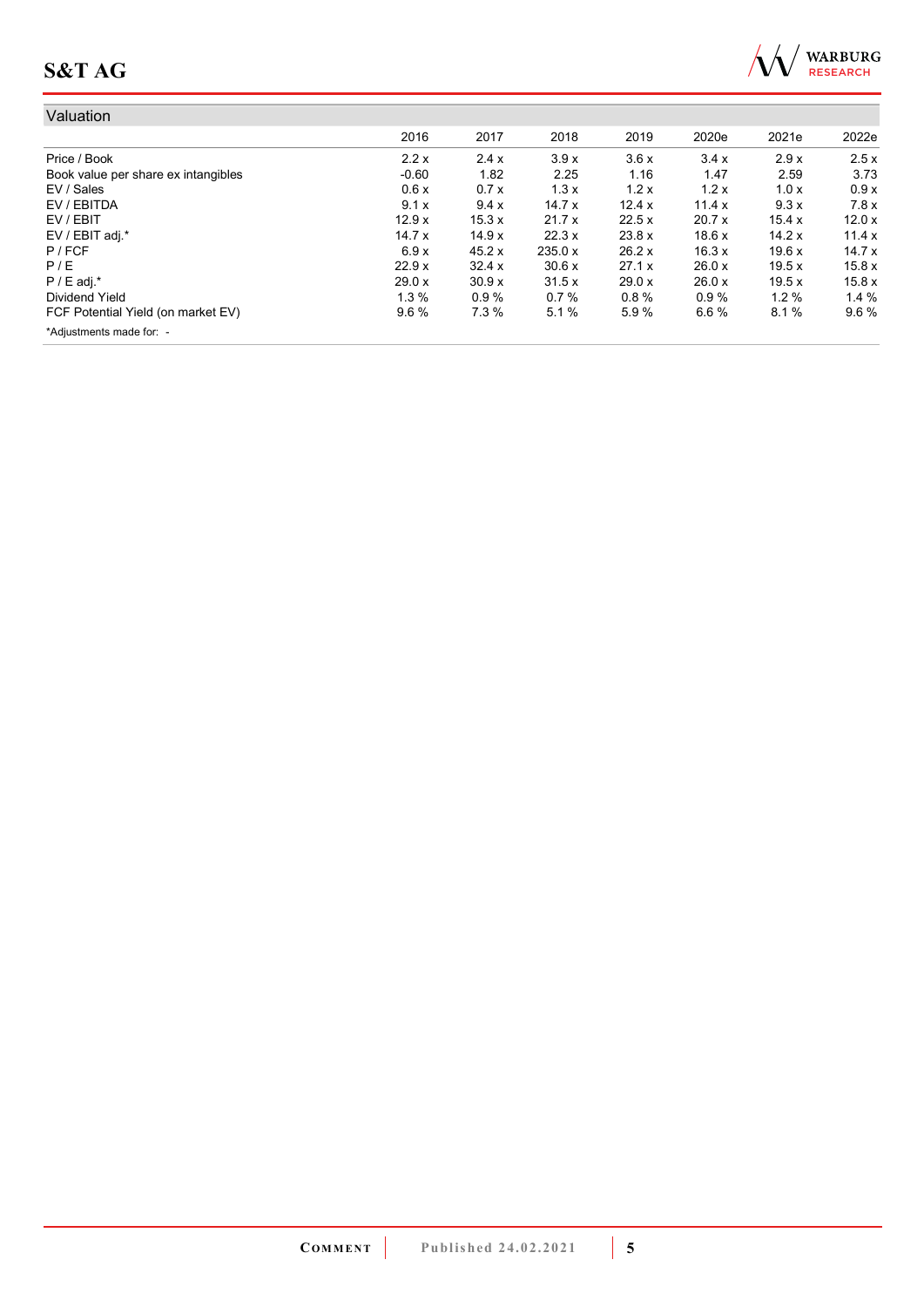## Valuation

| | 2016 | 2017 | 2018 | 2019 | 2020e | 2021e | 2022e |
|---|---|---|---|---|---|---|---|
| Price / Book | 2.2 x | 2.4 x | 3.9 x | 3.6 x | 3.4 x | 2.9 x | 2.5 x |
| Book value per share ex intangibles | -0.60 | 1.82 | 2.25 | 1.16 | 1.47 | 2.59 | 3.73 |
| EV / Sales | 0.6 x | 0.7 x | 1.3 x | 1.2 x | 1.2 x | 1.0 x | 0.9 x |
| EV / EBITDA | 9.1 x | 9.4 x | 14.7 x | 12.4 x | 11.4 x | 9.3 x | 7.8 x |
| EV / EBIT | 12.9 x | 15.3 x | 21.7 x | 22.5 x | 20.7 x | 15.4 x | 12.0 x |
| EV / EBIT adj.* | 14.7 x | 14.9 x | 22.3 x | 23.8 x | 18.6 x | 14.2 x | 11.4 x |
| P / FCF | 6.9 x | 45.2 x | 235.0 x | 26.2 x | 16.3 x | 19.6 x | 14.7 x |
| P / E | 22.9 x | 32.4 x | 30.6 x | 27.1 x | 26.0 x | 19.5 x | 15.8 x |
| P / E adj.* | 29.0 x | 30.9 x | 31.5 x | 29.0 x | 26.0 x | 19.5 x | 15.8 x |
| Dividend Yield | 1.3 % | 0.9 % | 0.7 % | 0.8 % | 0.9 % | 1.2 % | 1.4 % |
| FCF Potential Yield (on market EV) | 9.6 % | 7.3 % | 5.1 % | 5.9 % | 6.6 % | 8.1 % | 9.6 % |

*Adjustments made for: -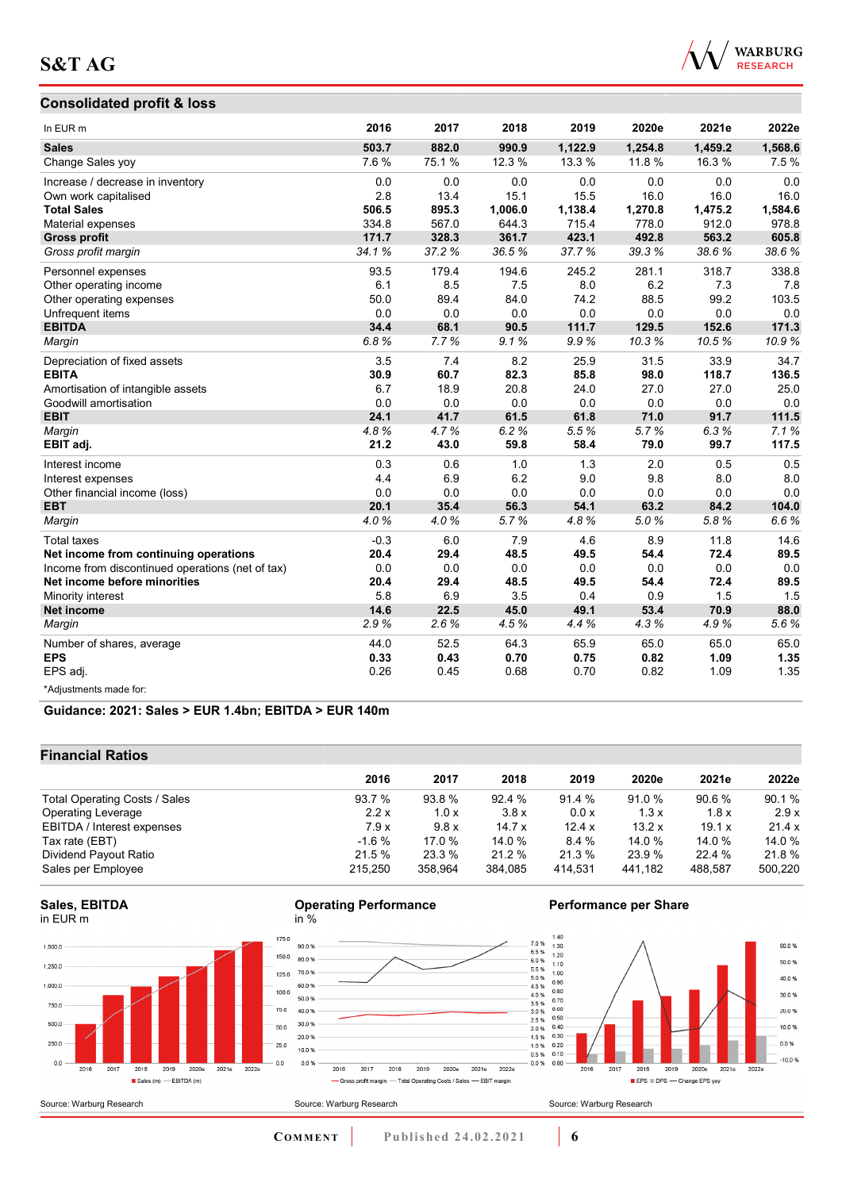## Consolidated profit & loss

| In EUR m | 2016 | 2017 | 2018 | 2019 | 2020e | 2021e | 2022e |
|---|---|---|---|---|---|---|---|
| **Sales** | **503.7** | **882.0** | **990.9** | **1,122.9** | **1,254.8** | **1,459.2** | **1,568.6** |
| Change Sales yoy | 7.6 % | 75.1 % | 12.3 % | 13.3 % | 11.8 % | 16.3 % | 7.5 % |
| Increase / decrease in inventory | 0.0 | 0.0 | 0.0 | 0.0 | 0.0 | 0.0 | 0.0 |
| Own work capitalised | 2.8 | 13.4 | 15.1 | 15.5 | 16.0 | 16.0 | 16.0 |
| **Total Sales** | **506.5** | **895.3** | **1,006.0** | **1,138.4** | **1,270.8** | **1,475.2** | **1,584.6** |
| Material expenses | 334.8 | 567.0 | 644.3 | 715.4 | 778.0 | 912.0 | 978.8 |
| **Gross profit** | **171.7** | **328.3** | **361.7** | **423.1** | **492.8** | **563.2** | **605.8** |
| *Gross profit margin* | *34.1 %* | *37.2 %* | *36.5 %* | *37.7 %* | *39.3 %* | *38.6 %* | *38.6 %* |
| Personnel expenses | 93.5 | 179.4 | 194.6 | 245.2 | 281.1 | 318.7 | 338.8 |
| Other operating income | 6.1 | 8.5 | 7.5 | 8.0 | 6.2 | 7.3 | 7.8 |
| Other operating expenses | 50.0 | 89.4 | 84.0 | 74.2 | 88.5 | 99.2 | 103.5 |
| Unfrequent items | 0.0 | 0.0 | 0.0 | 0.0 | 0.0 | 0.0 | 0.0 |
| **EBITDA** | **34.4** | **68.1** | **90.5** | **111.7** | **129.5** | **152.6** | **171.3** |
| *Margin* | *6.8 %* | *7.7 %* | *9.1 %* | *9.9 %* | *10.3 %* | *10.5 %* | *10.9 %* |
| Depreciation of fixed assets | 3.5 | 7.4 | 8.2 | 25.9 | 31.5 | 33.9 | 34.7 |
| **EBITA** | **30.9** | **60.7** | **82.3** | **85.8** | **98.0** | **118.7** | **136.5** |
| Amortisation of intangible assets | 6.7 | 18.9 | 20.8 | 24.0 | 27.0 | 27.0 | 25.0 |
| Goodwill amortisation | 0.0 | 0.0 | 0.0 | 0.0 | 0.0 | 0.0 | 0.0 |
| **EBIT** | **24.1** | **41.7** | **61.5** | **61.8** | **71.0** | **91.7** | **111.5** |
| *Margin* | *4.8 %* | *4.7 %* | *6.2 %* | *5.5 %* | *5.7 %* | *6.3 %* | *7.1 %* |
| **EBIT adj.** | **21.2** | **43.0** | **59.8** | **58.4** | **79.0** | **99.7** | **117.5** |
| Interest income | 0.3 | 0.6 | 1.0 | 1.3 | 2.0 | 0.5 | 0.5 |
| Interest expenses | 4.4 | 6.9 | 6.2 | 9.0 | 9.8 | 8.0 | 8.0 |
| Other financial income (loss) | 0.0 | 0.0 | 0.0 | 0.0 | 0.0 | 0.0 | 0.0 |
| **EBT** | **20.1** | **35.4** | **56.3** | **54.1** | **63.2** | **84.2** | **104.0** |
| *Margin* | *4.0 %* | *4.0 %* | *5.7 %* | *4.8 %* | *5.0 %* | *5.8 %* | *6.6 %* |
| Total taxes | -0.3 | 6.0 | 7.9 | 4.6 | 8.9 | 11.8 | 14.6 |
| **Net income from continuing operations** | **20.4** | **29.4** | **48.5** | **49.5** | **54.4** | **72.4** | **89.5** |
| Income from discontinued operations (net of tax) | 0.0 | 0.0 | 0.0 | 0.0 | 0.0 | 0.0 | 0.0 |
| **Net income before minorities** | **20.4** | **29.4** | **48.5** | **49.5** | **54.4** | **72.4** | **89.5** |
| Minority interest | 5.8 | 6.9 | 3.5 | 0.4 | 0.9 | 1.5 | 1.5 |
| **Net income** | **14.6** | **22.5** | **45.0** | **49.1** | **53.4** | **70.9** | **88.0** |
| *Margin* | *2.9 %* | *2.6 %* | *4.5 %* | *4.4 %* | *4.3 %* | *4.9 %* | *5.6 %* |
| Number of shares, average | 44.0 | 52.5 | 64.3 | 65.9 | 65.0 | 65.0 | 65.0 |
| **EPS** | **0.33** | **0.43** | **0.70** | **0.75** | **0.82** | **1.09** | **1.35** |
| EPS adj. | 0.26 | 0.45 | 0.68 | 0.70 | 0.82 | 1.09 | 1.35 |

*Adjustments made for:

**Guidance: 2021: Sales > EUR 1.4bn; EBITDA > EUR 140m**

## Financial Ratios

| | 2016 | 2017 | 2018 | 2019 | 2020e | 2021e | 2022e |
|---|---|---|---|---|---|---|---|
| Total Operating Costs / Sales | 93.7 % | 93.8 % | 92.4 % | 91.4 % | 91.0 % | 90.6 % | 90.1 % |
| Operating Leverage | 2.2 x | 1.0 x | 3.8 x | 0.0 x | 1.3 x | 1.8 x | 2.9 x |
| EBITDA / Interest expenses | 7.9 x | 9.8 x | 14.7 x | 12.4 x | 13.2 x | 19.1 x | 21.4 x |
| Tax rate (EBT) | -1.6 % | 17.0 % | 14.0 % | 8.4 % | 14.0 % | 14.0 % | 14.0 % |
| Dividend Payout Ratio | 21.5 % | 23.3 % | 21.2 % | 21.3 % | 23.9 % | 22.4 % | 21.8 % |
| Sales per Employee | 215,250 | 358,964 | 384,085 | 414,531 | 441,182 | 488,587 | 500,220 |

**Sales, EBITDA**
in EUR m

Source: Warburg Research

**Operating Performance**
in %

Source: Warburg Research

**Performance per Share**

Source: Warburg Research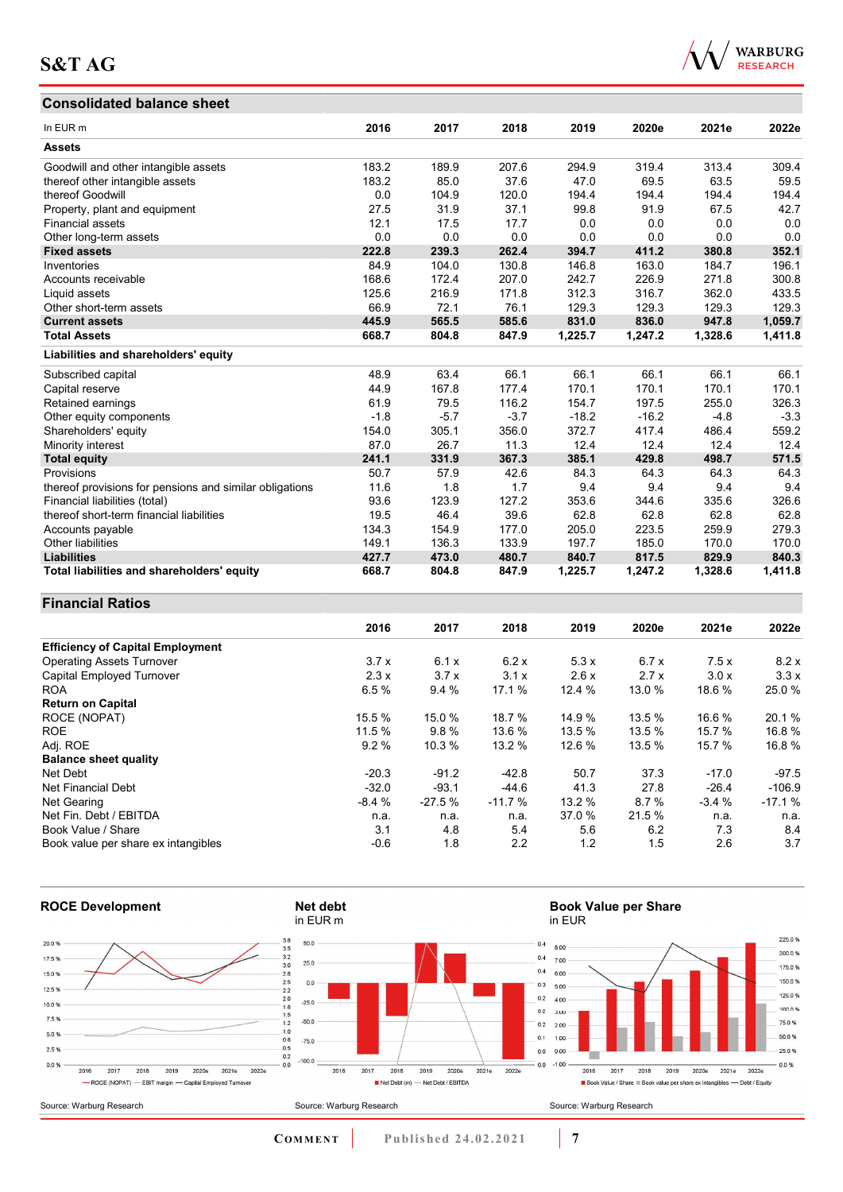## Consolidated balance sheet

| In EUR m | 2016 | 2017 | 2018 | 2019 | 2020e | 2021e | 2022e |
|---|---|---|---|---|---|---|---|
| **Assets** | | | | | | | |
| Goodwill and other intangible assets | 183.2 | 189.9 | 207.6 | 294.9 | 319.4 | 313.4 | 309.4 |
| thereof other intangible assets | 183.2 | 85.0 | 37.6 | 47.0 | 69.5 | 63.5 | 59.5 |
| thereof Goodwill | 0.0 | 104.9 | 120.0 | 194.4 | 194.4 | 194.4 | 194.4 |
| Property, plant and equipment | 27.5 | 31.9 | 37.1 | 99.8 | 91.9 | 67.5 | 42.7 |
| Financial assets | 12.1 | 17.5 | 17.7 | 0.0 | 0.0 | 0.0 | 0.0 |
| Other long-term assets | 0.0 | 0.0 | 0.0 | 0.0 | 0.0 | 0.0 | 0.0 |
| **Fixed assets** | **222.8** | **239.3** | **262.4** | **394.7** | **411.2** | **380.8** | **352.1** |
| Inventories | 84.9 | 104.0 | 130.8 | 146.8 | 163.0 | 184.7 | 196.1 |
| Accounts receivable | 168.6 | 172.4 | 207.0 | 242.7 | 226.9 | 271.8 | 300.8 |
| Liquid assets | 125.6 | 216.9 | 171.8 | 312.3 | 316.7 | 362.0 | 433.5 |
| Other short-term assets | 66.9 | 72.1 | 76.1 | 129.3 | 129.3 | 129.3 | 129.3 |
| **Current assets** | **445.9** | **565.5** | **585.6** | **831.0** | **836.0** | **947.8** | **1,059.7** |
| **Total Assets** | **668.7** | **804.8** | **847.9** | **1,225.7** | **1,247.2** | **1,328.6** | **1,411.8** |
| **Liabilities and shareholders' equity** | | | | | | | |
| Subscribed capital | 48.9 | 63.4 | 66.1 | 66.1 | 66.1 | 66.1 | 66.1 |
| Capital reserve | 44.9 | 167.8 | 177.4 | 170.1 | 170.1 | 170.1 | 170.1 |
| Retained earnings | 61.9 | 79.5 | 116.2 | 154.7 | 197.5 | 255.0 | 326.3 |
| Other equity components | -1.8 | -5.7 | -3.7 | -18.2 | -16.2 | -4.8 | -3.3 |
| Shareholders' equity | 154.0 | 305.1 | 356.0 | 372.7 | 417.4 | 486.4 | 559.2 |
| Minority interest | 87.0 | 26.7 | 11.3 | 12.4 | 12.4 | 12.4 | 12.4 |
| **Total equity** | **241.1** | **331.9** | **367.3** | **385.1** | **429.8** | **498.7** | **571.5** |
| Provisions | 50.7 | 57.9 | 42.6 | 84.3 | 64.3 | 64.3 | 64.3 |
| thereof provisions for pensions and similar obligations | 11.6 | 1.8 | 1.7 | 9.4 | 9.4 | 9.4 | 9.4 |
| Financial liabilities (total) | 93.6 | 123.9 | 127.2 | 353.6 | 344.6 | 335.6 | 326.6 |
| thereof short-term financial liabilities | 19.5 | 46.4 | 39.6 | 62.8 | 62.8 | 62.8 | 62.8 |
| Accounts payable | 134.3 | 154.9 | 177.0 | 205.0 | 223.5 | 259.9 | 279.3 |
| Other liabilities | 149.1 | 136.3 | 133.9 | 197.7 | 185.0 | 170.0 | 170.0 |
| **Liabilities** | **427.7** | **473.0** | **480.7** | **840.7** | **817.5** | **829.9** | **840.3** |
| **Total liabilities and shareholders' equity** | **668.7** | **804.8** | **847.9** | **1,225.7** | **1,247.2** | **1,328.6** | **1,411.8** |

## Financial Ratios

| | 2016 | 2017 | 2018 | 2019 | 2020e | 2021e | 2022e |
|---|---|---|---|---|---|---|---|
| **Efficiency of Capital Employment** | | | | | | | |
| Operating Assets Turnover | 3.7 x | 6.1 x | 6.2 x | 5.3 x | 6.7 x | 7.5 x | 8.2 x |
| Capital Employed Turnover | 2.3 x | 3.7 x | 3.1 x | 2.6 x | 2.7 x | 3.0 x | 3.3 x |
| ROA | 6.5 % | 9.4 % | 17.1 % | 12.4 % | 13.0 % | 18.6 % | 25.0 % |
| **Return on Capital** | | | | | | | |
| ROCE (NOPAT) | 15.5 % | 15.0 % | 18.7 % | 14.9 % | 13.5 % | 16.6 % | 20.1 % |
| ROE | 11.5 % | 9.8 % | 13.6 % | 13.5 % | 13.5 % | 15.7 % | 16.8 % |
| Adj. ROE | 9.2 % | 10.3 % | 13.2 % | 12.6 % | 13.5 % | 15.7 % | 16.8 % |
| **Balance sheet quality** | | | | | | | |
| Net Debt | -20.3 | -91.2 | -42.8 | 50.7 | 37.3 | -17.0 | -97.5 |
| Net Financial Debt | -32.0 | -93.1 | -44.6 | 41.3 | 27.8 | -26.4 | -106.9 |
| Net Gearing | -8.4 % | -27.5 % | -11.7 % | 13.2 % | 8.7 % | -3.4 % | -17.1 % |
| Net Fin. Debt / EBITDA | n.a. | n.a. | n.a. | 37.0 % | 21.5 % | n.a. | n.a. |
| Book Value / Share | 3.1 | 4.8 | 5.4 | 5.6 | 6.2 | 7.3 | 8.4 |
| Book value per share ex intangibles | -0.6 | 1.8 | 2.2 | 1.2 | 1.5 | 2.6 | 3.7 |

**ROCE Development**

Source: Warburg Research

**Net debt**
in EUR m

Source: Warburg Research

**Book Value per Share**
in EUR

Source: Warburg Research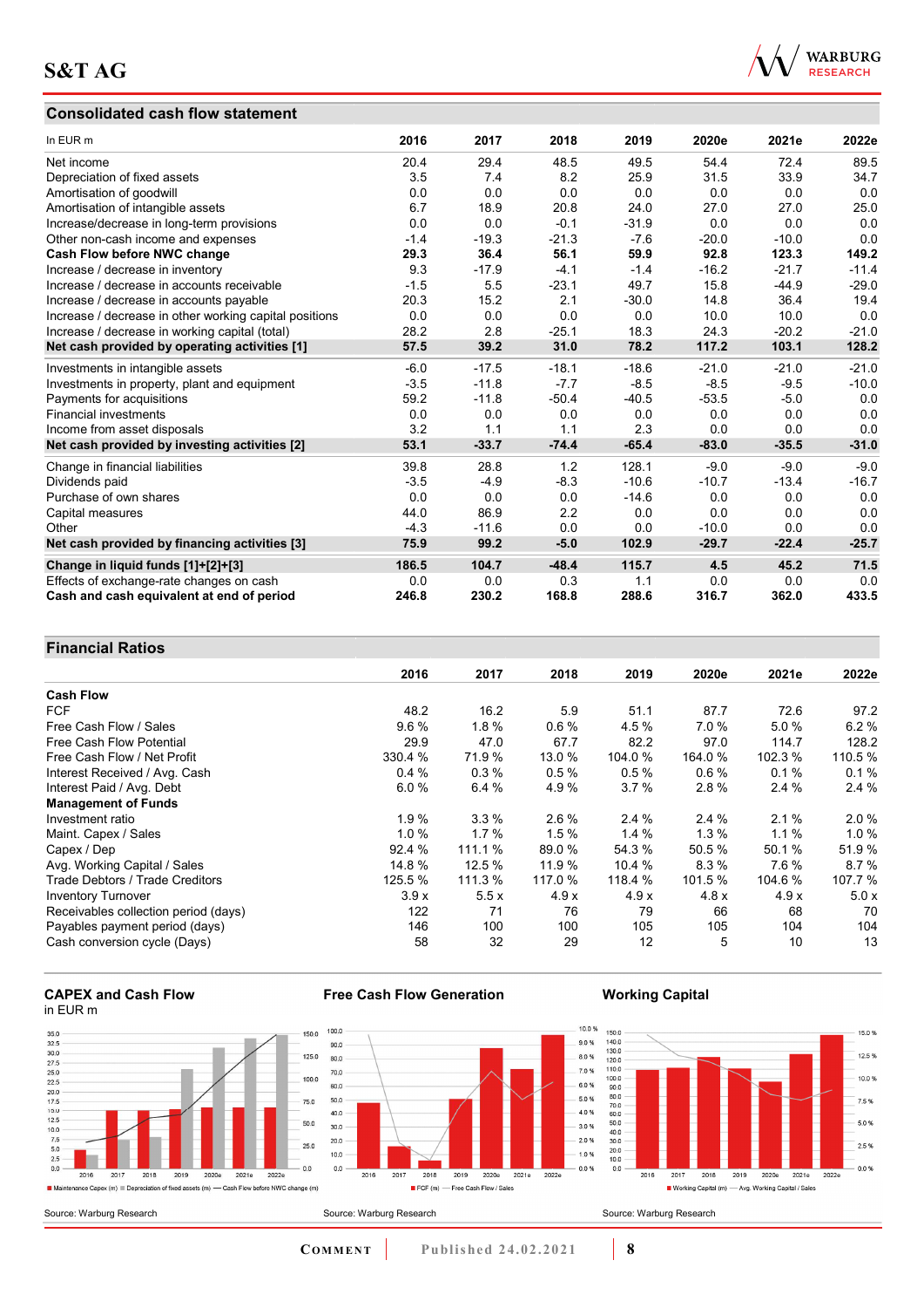## Consolidated cash flow statement

| In EUR m | 2016 | 2017 | 2018 | 2019 | 2020e | 2021e | 2022e |
|---|---|---|---|---|---|---|---|
| Net income | 20.4 | 29.4 | 48.5 | 49.5 | 54.4 | 72.4 | 89.5 |
| Depreciation of fixed assets | 3.5 | 7.4 | 8.2 | 25.9 | 31.5 | 33.9 | 34.7 |
| Amortisation of goodwill | 0.0 | 0.0 | 0.0 | 0.0 | 0.0 | 0.0 | 0.0 |
| Amortisation of intangible assets | 6.7 | 18.9 | 20.8 | 24.0 | 27.0 | 27.0 | 25.0 |
| Increase/decrease in long-term provisions | 0.0 | 0.0 | -0.1 | -31.9 | 0.0 | 0.0 | 0.0 |
| Other non-cash income and expenses | -1.4 | -19.3 | -21.3 | -7.6 | -20.0 | -10.0 | 0.0 |
| **Cash Flow before NWC change** | **29.3** | **36.4** | **56.1** | **59.9** | **92.8** | **123.3** | **149.2** |
| Increase / decrease in inventory | 9.3 | -17.9 | -4.1 | -1.4 | -16.2 | -21.7 | -11.4 |
| Increase / decrease in accounts receivable | -1.5 | 5.5 | -23.1 | 49.7 | 15.8 | -44.9 | -29.0 |
| Increase / decrease in accounts payable | 20.3 | 15.2 | 2.1 | -30.0 | 14.8 | 36.4 | 19.4 |
| Increase / decrease in other working capital positions | 0.0 | 0.0 | 0.0 | 0.0 | 10.0 | 10.0 | 0.0 |
| Increase / decrease in working capital (total) | 28.2 | 2.8 | -25.1 | 18.3 | 24.3 | -20.2 | -21.0 |
| **Net cash provided by operating activities [1]** | **57.5** | **39.2** | **31.0** | **78.2** | **117.2** | **103.1** | **128.2** |
| Investments in intangible assets | -6.0 | -17.5 | -18.1 | -18.6 | -21.0 | -21.0 | -21.0 |
| Investments in property, plant and equipment | -3.5 | -11.8 | -7.7 | -8.5 | -8.5 | -9.5 | -10.0 |
| Payments for acquisitions | 59.2 | -11.8 | -50.4 | -40.5 | -53.5 | -5.0 | 0.0 |
| Financial investments | 0.0 | 0.0 | 0.0 | 0.0 | 0.0 | 0.0 | 0.0 |
| Income from asset disposals | 3.2 | 1.1 | 1.1 | 2.3 | 0.0 | 0.0 | 0.0 |
| **Net cash provided by investing activities [2]** | **53.1** | **-33.7** | **-74.4** | **-65.4** | **-83.0** | **-35.5** | **-31.0** |
| Change in financial liabilities | 39.8 | 28.8 | 1.2 | 128.1 | -9.0 | -9.0 | -9.0 |
| Dividends paid | -3.5 | -4.9 | -8.3 | -10.6 | -10.7 | -13.4 | -16.7 |
| Purchase of own shares | 0.0 | 0.0 | 0.0 | -14.6 | 0.0 | 0.0 | 0.0 |
| Capital measures | 44.0 | 86.9 | 2.2 | 0.0 | 0.0 | 0.0 | 0.0 |
| Other | -4.3 | -11.6 | 0.0 | 0.0 | -10.0 | 0.0 | 0.0 |
| **Net cash provided by financing activities [3]** | **75.9** | **99.2** | **-5.0** | **102.9** | **-29.7** | **-22.4** | **-25.7** |
| **Change in liquid funds [1]+[2]+[3]** | **186.5** | **104.7** | **-48.4** | **115.7** | **4.5** | **45.2** | **71.5** |
| Effects of exchange-rate changes on cash | 0.0 | 0.0 | 0.3 | 1.1 | 0.0 | 0.0 | 0.0 |
| **Cash and cash equivalent at end of period** | **246.8** | **230.2** | **168.8** | **288.6** | **316.7** | **362.0** | **433.5** |

## Financial Ratios

| | 2016 | 2017 | 2018 | 2019 | 2020e | 2021e | 2022e |
|---|---|---|---|---|---|---|---|
| **Cash Flow** | | | | | | | |
| FCF | 48.2 | 16.2 | 5.9 | 51.1 | 87.7 | 72.6 | 97.2 |
| Free Cash Flow / Sales | 9.6 % | 1.8 % | 0.6 % | 4.5 % | 7.0 % | 5.0 % | 6.2 % |
| Free Cash Flow Potential | 29.9 | 47.0 | 67.7 | 82.2 | 97.0 | 114.7 | 128.2 |
| Free Cash Flow / Net Profit | 330.4 % | 71.9 % | 13.0 % | 104.0 % | 164.0 % | 102.3 % | 110.5 % |
| Interest Received / Avg. Cash | 0.4 % | 0.3 % | 0.5 % | 0.5 % | 0.6 % | 0.1 % | 0.1 % |
| Interest Paid / Avg. Debt | 6.0 % | 6.4 % | 4.9 % | 3.7 % | 2.8 % | 2.4 % | 2.4 % |
| **Management of Funds** | | | | | | | |
| Investment ratio | 1.9 % | 3.3 % | 2.6 % | 2.4 % | 2.4 % | 2.1 % | 2.0 % |
| Maint. Capex / Sales | 1.0 % | 1.7 % | 1.5 % | 1.4 % | 1.3 % | 1.1 % | 1.0 % |
| Capex / Dep | 92.4 % | 111.1 % | 89.0 % | 54.3 % | 50.5 % | 50.1 % | 51.9 % |
| Avg. Working Capital / Sales | 14.8 % | 12.5 % | 11.9 % | 10.4 % | 8.3 % | 7.6 % | 8.7 % |
| Trade Debtors / Trade Creditors | 125.5 % | 111.3 % | 117.0 % | 118.4 % | 101.5 % | 104.6 % | 107.7 % |
| Inventory Turnover | 3.9 x | 5.5 x | 4.9 x | 4.9 x | 4.8 x | 4.9 x | 5.0 x |
| Receivables collection period (days) | 122 | 71 | 76 | 79 | 66 | 68 | 70 |
| Payables payment period (days) | 146 | 100 | 100 | 105 | 105 | 104 | 104 |
| Cash conversion cycle (Days) | 58 | 32 | 29 | 12 | 5 | 10 | 13 |

**CAPEX and Cash Flow**
in EUR m

Source: Warburg Research

**Free Cash Flow Generation**

Source: Warburg Research

**Working Capital**

Source: Warburg Research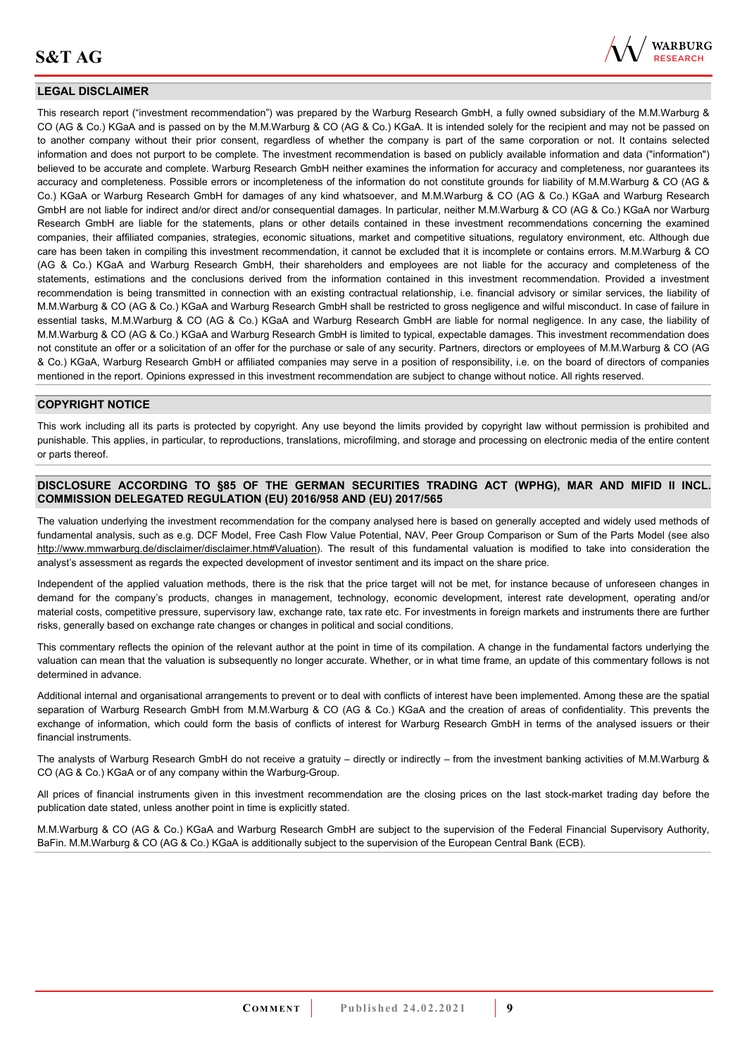## LEGAL DISCLAIMER

This research report ("investment recommendation") was prepared by the Warburg Research GmbH, a fully owned subsidiary of the M.M.Warburg & CO (AG & Co.) KGaA and is passed on by the M.M.Warburg & CO (AG & Co.) KGaA. It is intended solely for the recipient and may not be passed on to another company without their prior consent, regardless of whether the company is part of the same corporation or not. It contains selected information and does not purport to be complete. The investment recommendation is based on publicly available information and data ("information") believed to be accurate and complete. Warburg Research GmbH neither examines the information for accuracy and completeness, nor guarantees its accuracy and completeness. Possible errors or incompleteness of the information do not constitute grounds for liability of M.M.Warburg & CO (AG & Co.) KGaA or Warburg Research GmbH for damages of any kind whatsoever, and M.M.Warburg & CO (AG & Co.) KGaA and Warburg Research GmbH are not liable for indirect and/or direct and/or consequential damages. In particular, neither M.M.Warburg & CO (AG & Co.) KGaA nor Warburg Research GmbH are liable for the statements, plans or other details contained in these investment recommendations concerning the examined companies, their affiliated companies, strategies, economic situations, market and competitive situations, regulatory environment, etc. Although due care has been taken in compiling this investment recommendation, it cannot be excluded that it is incomplete or contains errors. M.M.Warburg & CO (AG & Co.) KGaA and Warburg Research GmbH, their shareholders and employees are not liable for the accuracy and completeness of the statements, estimations and the conclusions derived from the information contained in this investment recommendation. Provided a investment recommendation is being transmitted in connection with an existing contractual relationship, i.e. financial advisory or similar services, the liability of M.M.Warburg & CO (AG & Co.) KGaA and Warburg Research GmbH shall be restricted to gross negligence and wilful misconduct. In case of failure in essential tasks, M.M.Warburg & CO (AG & Co.) KGaA and Warburg Research GmbH are liable for normal negligence. In any case, the liability of M.M.Warburg & CO (AG & Co.) KGaA and Warburg Research GmbH is limited to typical, expectable damages. This investment recommendation does not constitute an offer or a solicitation of an offer for the purchase or sale of any security. Partners, directors or employees of M.M.Warburg & CO (AG & Co.) KGaA, Warburg Research GmbH or affiliated companies may serve in a position of responsibility, i.e. on the board of directors of companies mentioned in the report. Opinions expressed in this investment recommendation are subject to change without notice. All rights reserved.

## COPYRIGHT NOTICE

This work including all its parts is protected by copyright. Any use beyond the limits provided by copyright law without permission is prohibited and punishable. This applies, in particular, to reproductions, translations, microfilming, and storage and processing on electronic media of the entire content or parts thereof.

## DISCLOSURE ACCORDING TO §85 OF THE GERMAN SECURITIES TRADING ACT (WPHG), MAR AND MIFID II INCL. COMMISSION DELEGATED REGULATION (EU) 2016/958 AND (EU) 2017/565

The valuation underlying the investment recommendation for the company analysed here is based on generally accepted and widely used methods of fundamental analysis, such as e.g. DCF Model, Free Cash Flow Value Potential, NAV, Peer Group Comparison or Sum of the Parts Model (see also http://www.mmwarburg.de/disclaimer/disclaimer.htm#Valuation). The result of this fundamental valuation is modified to take into consideration the analyst's assessment as regards the expected development of investor sentiment and its impact on the share price.

Independent of the applied valuation methods, there is the risk that the price target will not be met, for instance because of unforeseen changes in demand for the company's products, changes in management, technology, economic development, interest rate development, operating and/or material costs, competitive pressure, supervisory law, exchange rate, tax rate etc. For investments in foreign markets and instruments there are further risks, generally based on exchange rate changes or changes in political and social conditions.

This commentary reflects the opinion of the relevant author at the point in time of its compilation. A change in the fundamental factors underlying the valuation can mean that the valuation is subsequently no longer accurate. Whether, or in what time frame, an update of this commentary follows is not determined in advance.

Additional internal and organisational arrangements to prevent or to deal with conflicts of interest have been implemented. Among these are the spatial separation of Warburg Research GmbH from M.M.Warburg & CO (AG & Co.) KGaA and the creation of areas of confidentiality. This prevents the exchange of information, which could form the basis of conflicts of interest for Warburg Research GmbH in terms of the analysed issuers or their financial instruments.

The analysts of Warburg Research GmbH do not receive a gratuity – directly or indirectly – from the investment banking activities of M.M.Warburg & CO (AG & Co.) KGaA or of any company within the Warburg-Group.

All prices of financial instruments given in this investment recommendation are the closing prices on the last stock-market trading day before the publication date stated, unless another point in time is explicitly stated.

M.M.Warburg & CO (AG & Co.) KGaA and Warburg Research GmbH are subject to the supervision of the Federal Financial Supervisory Authority, BaFin. M.M.Warburg & CO (AG & Co.) KGaA is additionally subject to the supervision of the European Central Bank (ECB).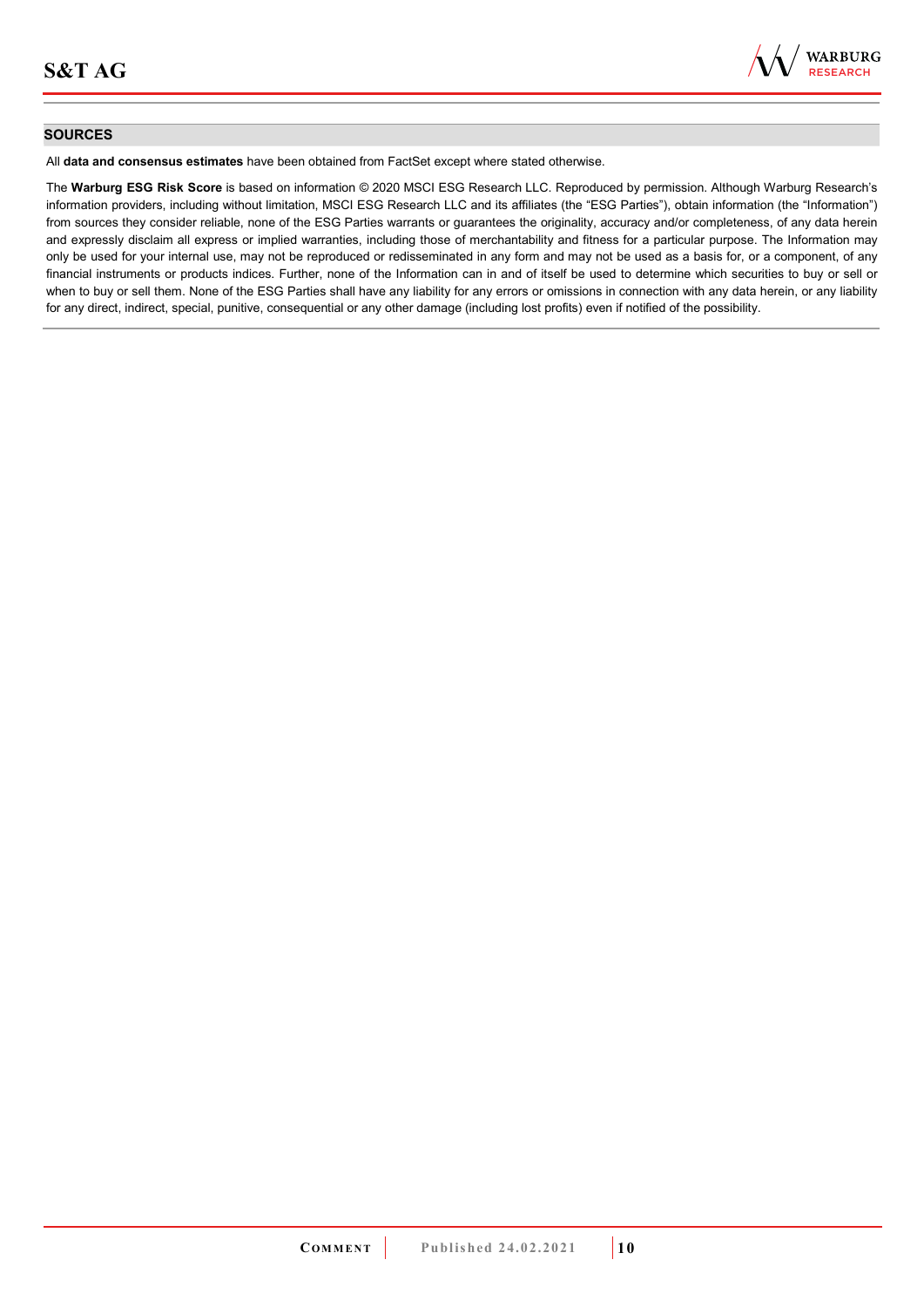## SOURCES

All **data and consensus estimates** have been obtained from FactSet except where stated otherwise.

The **Warburg ESG Risk Score** is based on information © 2020 MSCI ESG Research LLC. Reproduced by permission. Although Warburg Research's information providers, including without limitation, MSCI ESG Research LLC and its affiliates (the "ESG Parties"), obtain information (the "Information") from sources they consider reliable, none of the ESG Parties warrants or guarantees the originality, accuracy and/or completeness, of any data herein and expressly disclaim all express or implied warranties, including those of merchantability and fitness for a particular purpose. The Information may only be used for your internal use, may not be reproduced or redisseminated in any form and may not be used as a basis for, or a component, of any financial instruments or products indices. Further, none of the Information can in and of itself be used to determine which securities to buy or sell or when to buy or sell them. None of the ESG Parties shall have any liability for any errors or omissions in connection with any data herein, or any liability for any direct, indirect, special, punitive, consequential or any other damage (including lost profits) even if notified of the possibility.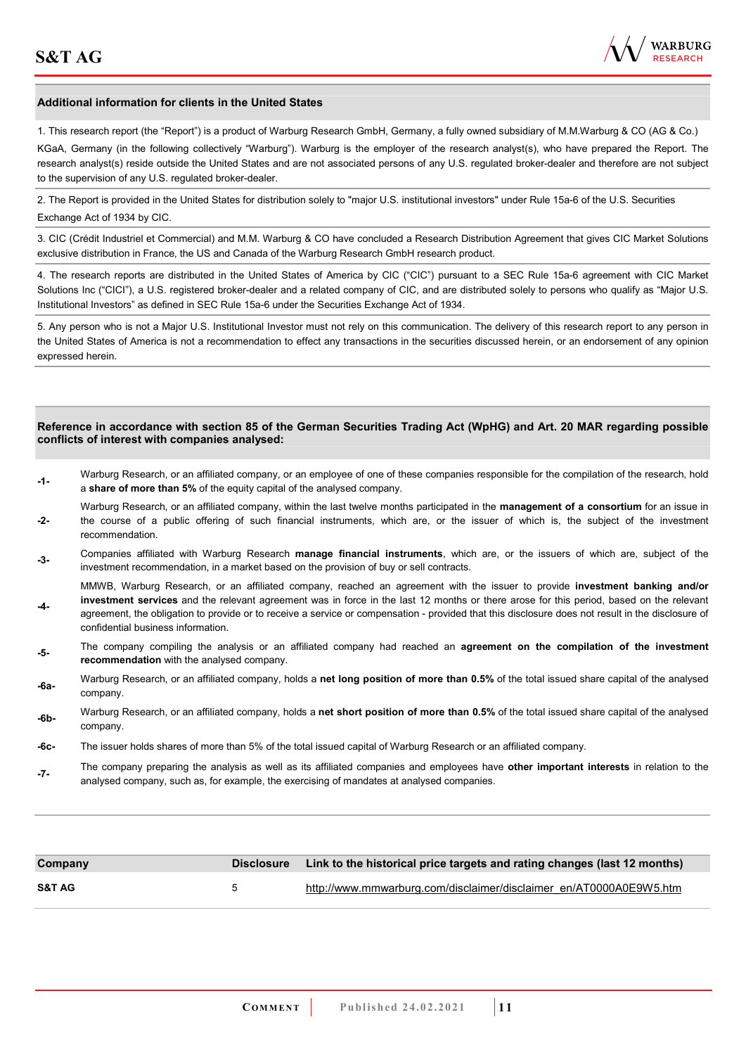**Additional information for clients in the United States**

1. This research report (the "Report") is a product of Warburg Research GmbH, Germany, a fully owned subsidiary of M.M.Warburg & CO (AG & Co.) KGaA, Germany (in the following collectively "Warburg"). Warburg is the employer of the research analyst(s), who have prepared the Report. The research analyst(s) reside outside the United States and are not associated persons of any U.S. regulated broker-dealer and therefore are not subject to the supervision of any U.S. regulated broker-dealer.

2. The Report is provided in the United States for distribution solely to "major U.S. institutional investors" under Rule 15a-6 of the U.S. Securities Exchange Act of 1934 by CIC.

3. CIC (Crédit Industriel et Commercial) and M.M. Warburg & CO have concluded a Research Distribution Agreement that gives CIC Market Solutions exclusive distribution in France, the US and Canada of the Warburg Research GmbH research product.

4. The research reports are distributed in the United States of America by CIC ("CIC") pursuant to a SEC Rule 15a-6 agreement with CIC Market Solutions Inc ("CICI"), a U.S. registered broker-dealer and a related company of CIC, and are distributed solely to persons who qualify as "Major U.S. Institutional Investors" as defined in SEC Rule 15a-6 under the Securities Exchange Act of 1934.

5. Any person who is not a Major U.S. Institutional Investor must not rely on this communication. The delivery of this research report to any person in the United States of America is not a recommendation to effect any transactions in the securities discussed herein, or an endorsement of any opinion expressed herein.

**Reference in accordance with section 85 of the German Securities Trading Act (WpHG) and Art. 20 MAR regarding possible conflicts of interest with companies analysed:**

**-1-** Warburg Research, or an affiliated company, or an employee of one of these companies responsible for the compilation of the research, hold a **share of more than 5%** of the equity capital of the analysed company.

**-2-** Warburg Research, or an affiliated company, within the last twelve months participated in the **management of a consortium** for an issue in the course of a public offering of such financial instruments, which are, or the issuer of which is, the subject of the investment recommendation.

**-3-** Companies affiliated with Warburg Research **manage financial instruments**, which are, or the issuers of which are, subject of the investment recommendation, in a market based on the provision of buy or sell contracts.

**-4-** MMWB, Warburg Research, or an affiliated company, reached an agreement with the issuer to provide **investment banking and/or investment services** and the relevant agreement was in force in the last 12 months or there arose for this period, based on the relevant agreement, the obligation to provide or to receive a service or compensation - provided that this disclosure does not result in the disclosure of confidential business information.

**-5-** The company compiling the analysis or an affiliated company had reached an **agreement on the compilation of the investment recommendation** with the analysed company.

**-6a-** Warburg Research, or an affiliated company, holds a **net long position of more than 0.5%** of the total issued share capital of the analysed company.

**-6b-** Warburg Research, or an affiliated company, holds a **net short position of more than 0.5%** of the total issued share capital of the analysed company.

**-6c-** The issuer holds shares of more than 5% of the total issued capital of Warburg Research or an affiliated company.

**-7-** The company preparing the analysis as well as its affiliated companies and employees have **other important interests** in relation to the analysed company, such as, for example, the exercising of mandates at analysed companies.

| Company | Disclosure | Link to the historical price targets and rating changes (last 12 months) |
|---|---|---|
| **S&T AG** | 5 | http://www.mmwarburg.com/disclaimer/disclaimer_en/AT0000A0E9W5.htm |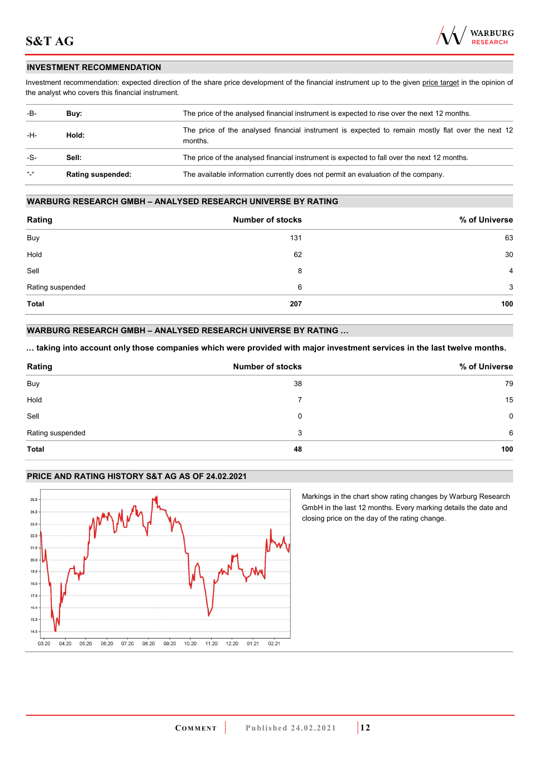## INVESTMENT RECOMMENDATION

Investment recommendation: expected direction of the share price development of the financial instrument up to the given price target in the opinion of the analyst who covers this financial instrument.

| | | |
|---|---|---|
| -B- | **Buy:** | The price of the analysed financial instrument is expected to rise over the next 12 months. |
| -H- | **Hold:** | The price of the analysed financial instrument is expected to remain mostly flat over the next 12 months. |
| -S- | **Sell:** | The price of the analysed financial instrument is expected to fall over the next 12 months. |
| "-" | **Rating suspended:** | The available information currently does not permit an evaluation of the company. |

## WARBURG RESEARCH GMBH – ANALYSED RESEARCH UNIVERSE BY RATING

| Rating | Number of stocks | % of Universe |
|---|---|---|
| Buy | 131 | 63 |
| Hold | 62 | 30 |
| Sell | 8 | 4 |
| Rating suspended | 6 | 3 |
| **Total** | **207** | **100** |

## WARBURG RESEARCH GMBH – ANALYSED RESEARCH UNIVERSE BY RATING …

**… taking into account only those companies which were provided with major investment services in the last twelve months.**

| Rating | Number of stocks | % of Universe |
|---|---|---|
| Buy | 38 | 79 |
| Hold | 7 | 15 |
| Sell | 0 | 0 |
| Rating suspended | 3 | 6 |
| **Total** | **48** | **100** |

## PRICE AND RATING HISTORY S&T AG AS OF 24.02.2021

Markings in the chart show rating changes by Warburg Research GmbH in the last 12 months. Every marking details the date and closing price on the day of the rating change.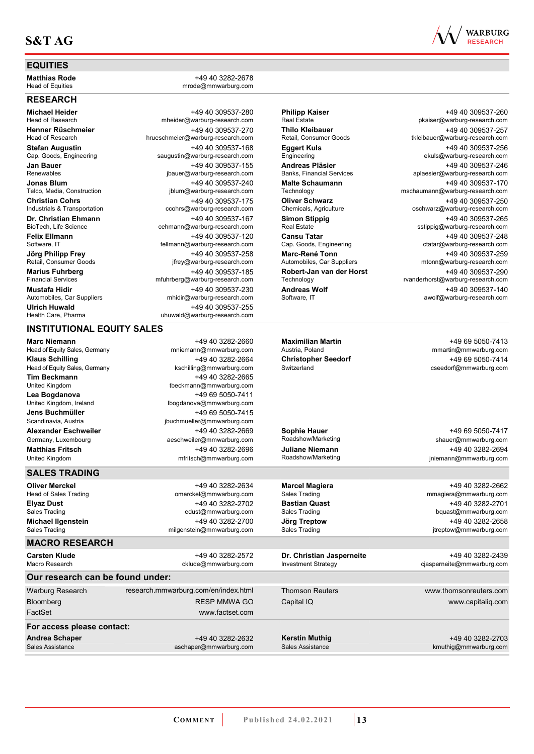## EQUITIES

| | |
|---|---|
| **Matthias Rode**<br>Head of Equities | +49 40 3282-2678<br>mrode@mmwarburg.com |

## RESEARCH

| | |
|---|---|
| **Michael Heider**<br>Head of Research | +49 40 309537-280<br>mheider@warburg-research.com |
| **Henner Rüschmeier**<br>Head of Research | +49 40 309537-270<br>hrueschmeier@warburg-research.com |
| **Stefan Augustin**<br>Cap. Goods, Engineering | +49 40 309537-168<br>saugustin@warburg-research.com |
| **Jan Bauer**<br>Renewables | +49 40 309537-155<br>jbauer@warburg-research.com |
| **Jonas Blum**<br>Telco, Media, Construction | +49 40 309537-240<br>jblum@warburg-research.com |
| **Christian Cohrs**<br>Industrials & Transportation | +49 40 309537-175<br>ccohrs@warburg-research.com |
| **Dr. Christian Ehmann**<br>BioTech, Life Science | +49 40 309537-167<br>cehmann@warburg-research.com |
| **Felix Ellmann**<br>Software, IT | +49 40 309537-120<br>fellmann@warburg-research.com |
| **Jörg Philipp Frey**<br>Retail, Consumer Goods | +49 40 309537-258<br>jfrey@warburg-research.com |
| **Marius Fuhrberg**<br>Financial Services | +49 40 309537-185<br>mfuhrberg@warburg-research.com |
| **Mustafa Hidir**<br>Automobiles, Car Suppliers | +49 40 309537-230<br>mhidir@warburg-research.com |
| **Ulrich Huwald**<br>Health Care, Pharma | +49 40 309537-255<br>uhuwald@warburg-research.com |
| **Philipp Kaiser**<br>Real Estate | +49 40 309537-260<br>pkaiser@warburg-research.com |
| **Thilo Kleibauer**<br>Retail, Consumer Goods | +49 40 309537-257<br>tkleibauer@warburg-research.com |
| **Eggert Kuls**<br>Engineering | +49 40 309537-256<br>ekuls@warburg-research.com |
| **Andreas Pläsier**<br>Banks, Financial Services | +49 40 309537-246<br>aplaesier@warburg-research.com |
| **Malte Schaumann**<br>Technology | +49 40 309537-170<br>mschaumann@warburg-research.com |
| **Oliver Schwarz**<br>Chemicals, Agriculture | +49 40 309537-250<br>oschwarz@warburg-research.com |
| **Simon Stippig**<br>Real Estate | +49 40 309537-265<br>sstippig@warburg-research.com |
| **Cansu Tatar**<br>Cap. Goods, Engineering | +49 40 309537-248<br>ctatar@warburg-research.com |
| **Marc-René Tonn**<br>Automobiles, Car Suppliers | +49 40 309537-259<br>mtonn@warburg-research.com |
| **Robert-Jan van der Horst**<br>Technology | +49 40 309537-290<br>rvanderhorst@warburg-research.com |
| **Andreas Wolf**<br>Software, IT | +49 40 309537-140<br>awolf@warburg-research.com |

## INSTITUTIONAL EQUITY SALES

| | |
|---|---|
| **Marc Niemann**<br>Head of Equity Sales, Germany | +49 40 3282-2660<br>mniemann@mmwarburg.com |
| **Klaus Schilling**<br>Head of Equity Sales, Germany | +49 40 3282-2664<br>kschilling@mmwarburg.com |
| **Tim Beckmann**<br>United Kingdom | +49 40 3282-2665<br>tbeckmann@mmwarburg.com |
| **Lea Bogdanova**<br>United Kingdom, Ireland | +49 69 5050-7411<br>lbogdanova@mmwarburg.com |
| **Jens Buchmüller**<br>Scandinavia, Austria | +49 69 5050-7415<br>jbuchmueller@mmwarburg.com |
| **Alexander Eschweiler**<br>Germany, Luxembourg | +49 40 3282-2669<br>aeschweiler@mmwarburg.com |
| **Matthias Fritsch**<br>United Kingdom | +49 40 3282-2696<br>mfritsch@mmwarburg.com |
| **Maximilian Martin**<br>Austria, Poland | +49 69 5050-7413<br>mmartin@mmwarburg.com |
| **Christopher Seedorf**<br>Switzerland | +49 69 5050-7414<br>cseedorf@mmwarburg.com |
| **Sophie Hauer**<br>Roadshow/Marketing | +49 69 5050-7417<br>shauer@mmwarburg.com |
| **Juliane Niemann**<br>Roadshow/Marketing | +49 40 3282-2694<br>jniemann@mmwarburg.com |

## SALES TRADING

| | |
|---|---|
| **Oliver Merckel**<br>Head of Sales Trading | +49 40 3282-2634<br>omerckel@mmwarburg.com |
| **Elyaz Dust**<br>Sales Trading | +49 40 3282-2702<br>edust@mmwarburg.com |
| **Michael Ilgenstein**<br>Sales Trading | +49 40 3282-2700<br>milgenstein@mmwarburg.com |
| **Marcel Magiera**<br>Sales Trading | +49 40 3282-2662<br>mmagiera@mmwarburg.com |
| **Bastian Quast**<br>Sales Trading | +49 40 3282-2701<br>bquast@mmwarburg.com |
| **Jörg Treptow**<br>Sales Trading | +49 40 3282-2658<br>jtreptow@mmwarburg.com |

## MACRO RESEARCH

| | |
|---|---|
| **Carsten Klude**<br>Macro Research | +49 40 3282-2572<br>cklude@mmwarburg.com |
| **Dr. Christian Jasperneite**<br>Investment Strategy | +49 40 3282-2439<br>cjasperneite@mmwarburg.com |

## Our research can be found under:

| | |
|---|---|
| Warburg Research | research.mmwarburg.com/en/index.html |
| Bloomberg | RESP MMWA GO |
| FactSet | www.factset.com |
| Thomson Reuters | www.thomsonreuters.com |
| Capital IQ | www.capitaliq.com |

## For access please contact:

| | |
|---|---|
| **Andrea Schaper**<br>Sales Assistance | +49 40 3282-2632<br>aschaper@mmwarburg.com |
| **Kerstin Muthig**<br>Sales Assistance | +49 40 3282-2703<br>kmuthig@mmwarburg.com |